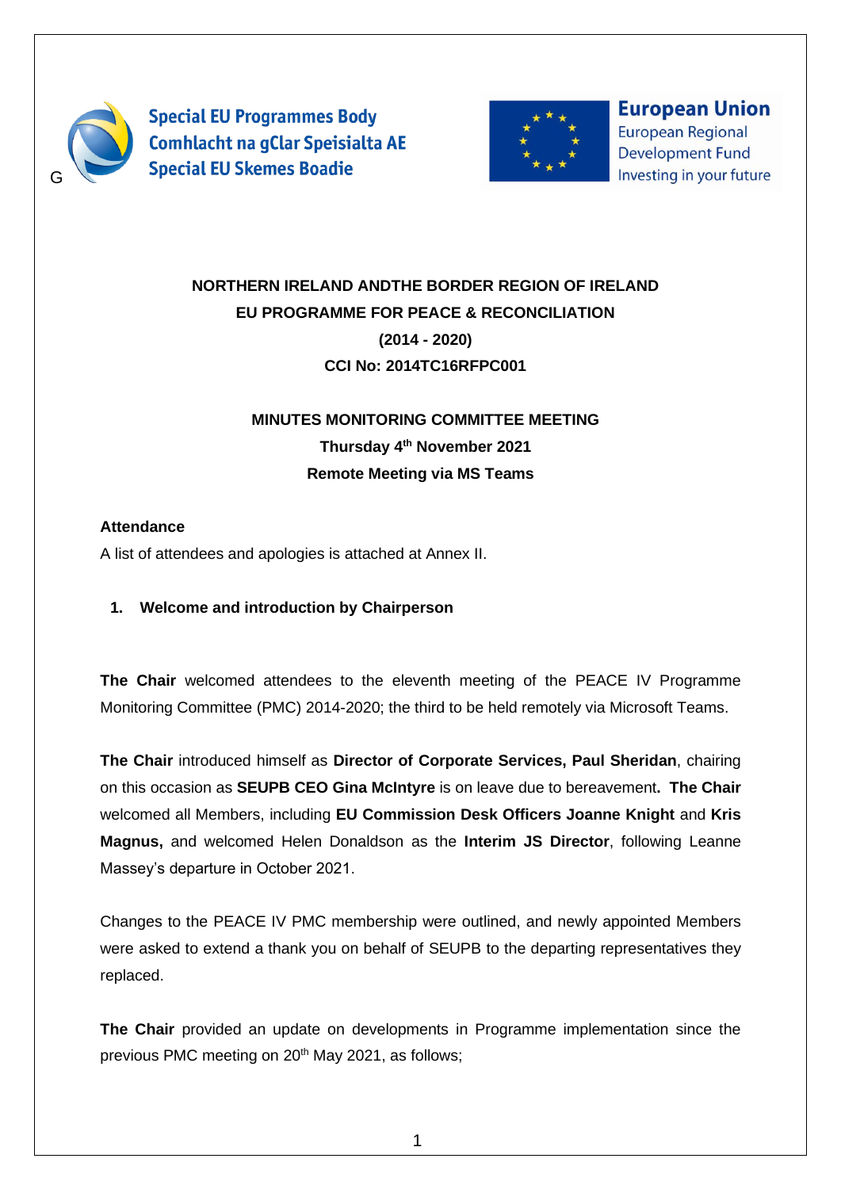Special EU Programmes Body
Comhlacht na gClar Speisialta AE
Special EU Skemes Boadie

European Union
European Regional Development Fund
Investing in your future

**NORTHERN IRELAND ANDTHE BORDER REGION OF IRELAND**
**EU PROGRAMME FOR PEACE & RECONCILIATION**
**(2014 - 2020)**
**CCI No: 2014TC16RFPC001**

**MINUTES MONITORING COMMITTEE MEETING**
**Thursday 4th November 2021**
**Remote Meeting via MS Teams**

**Attendance**

A list of attendees and apologies is attached at Annex II.

1. **Welcome and introduction by Chairperson**

**The Chair** welcomed attendees to the eleventh meeting of the PEACE IV Programme Monitoring Committee (PMC) 2014-2020; the third to be held remotely via Microsoft Teams.

**The Chair** introduced himself as **Director of Corporate Services, Paul Sheridan**, chairing on this occasion as **SEUPB CEO Gina McIntyre** is on leave due to bereavement**. The Chair** welcomed all Members, including **EU Commission Desk Officers Joanne Knight** and **Kris Magnus,** and welcomed Helen Donaldson as the **Interim JS Director**, following Leanne Massey's departure in October 2021.

Changes to the PEACE IV PMC membership were outlined, and newly appointed Members were asked to extend a thank you on behalf of SEUPB to the departing representatives they replaced.

**The Chair** provided an update on developments in Programme implementation since the previous PMC meeting on 20th May 2021, as follows;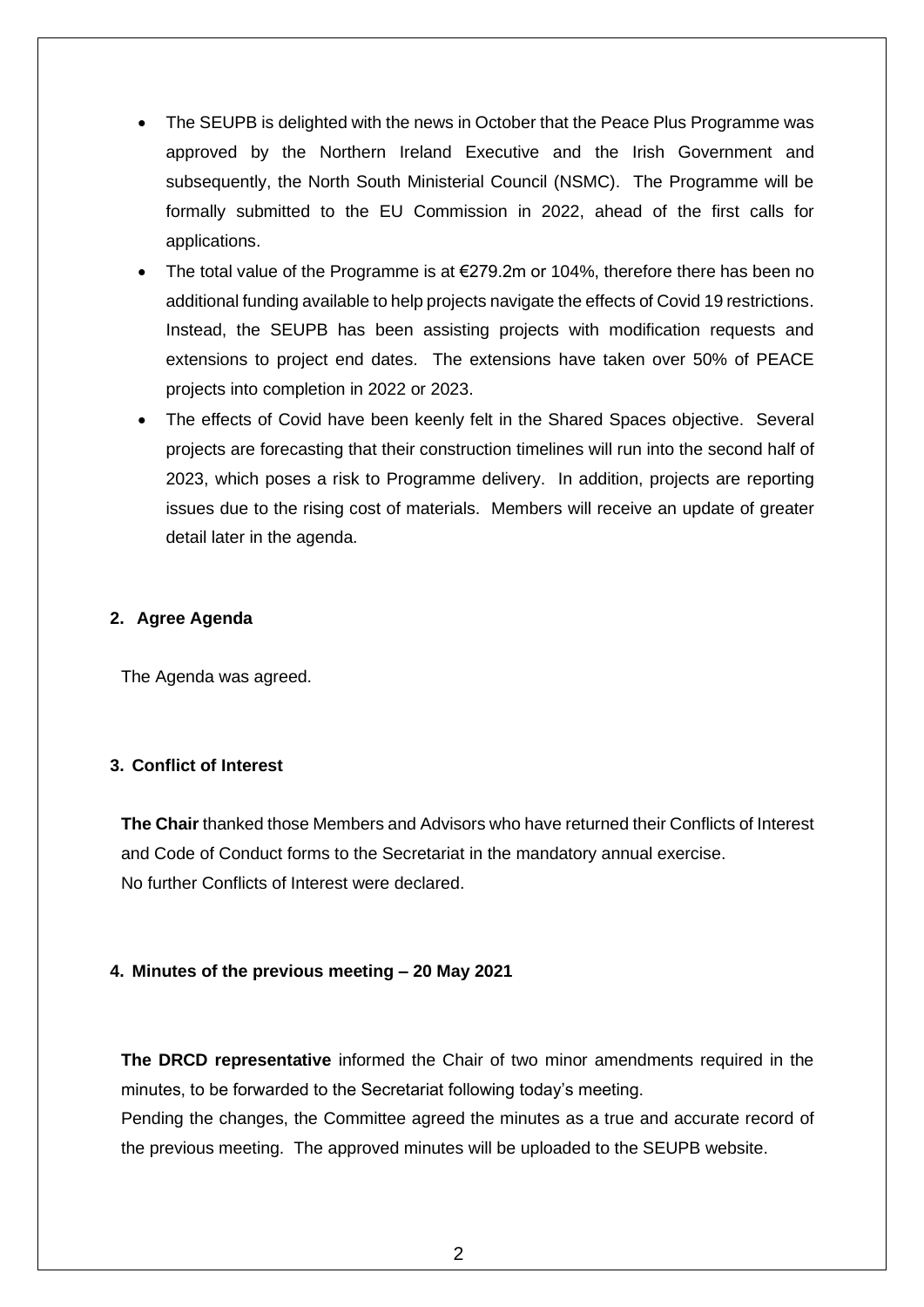- The SEUPB is delighted with the news in October that the Peace Plus Programme was approved by the Northern Ireland Executive and the Irish Government and subsequently, the North South Ministerial Council (NSMC). The Programme will be formally submitted to the EU Commission in 2022, ahead of the first calls for applications.
- The total value of the Programme is at €279.2m or 104%, therefore there has been no additional funding available to help projects navigate the effects of Covid 19 restrictions. Instead, the SEUPB has been assisting projects with modification requests and extensions to project end dates. The extensions have taken over 50% of PEACE projects into completion in 2022 or 2023.
- The effects of Covid have been keenly felt in the Shared Spaces objective. Several projects are forecasting that their construction timelines will run into the second half of 2023, which poses a risk to Programme delivery. In addition, projects are reporting issues due to the rising cost of materials. Members will receive an update of greater detail later in the agenda.

## 2. Agree Agenda

The Agenda was agreed.

## 3. Conflict of Interest

**The Chair** thanked those Members and Advisors who have returned their Conflicts of Interest and Code of Conduct forms to the Secretariat in the mandatory annual exercise.
No further Conflicts of Interest were declared.

## 4. Minutes of the previous meeting – 20 May 2021

**The DRCD representative** informed the Chair of two minor amendments required in the minutes, to be forwarded to the Secretariat following today's meeting.
Pending the changes, the Committee agreed the minutes as a true and accurate record of the previous meeting. The approved minutes will be uploaded to the SEUPB website.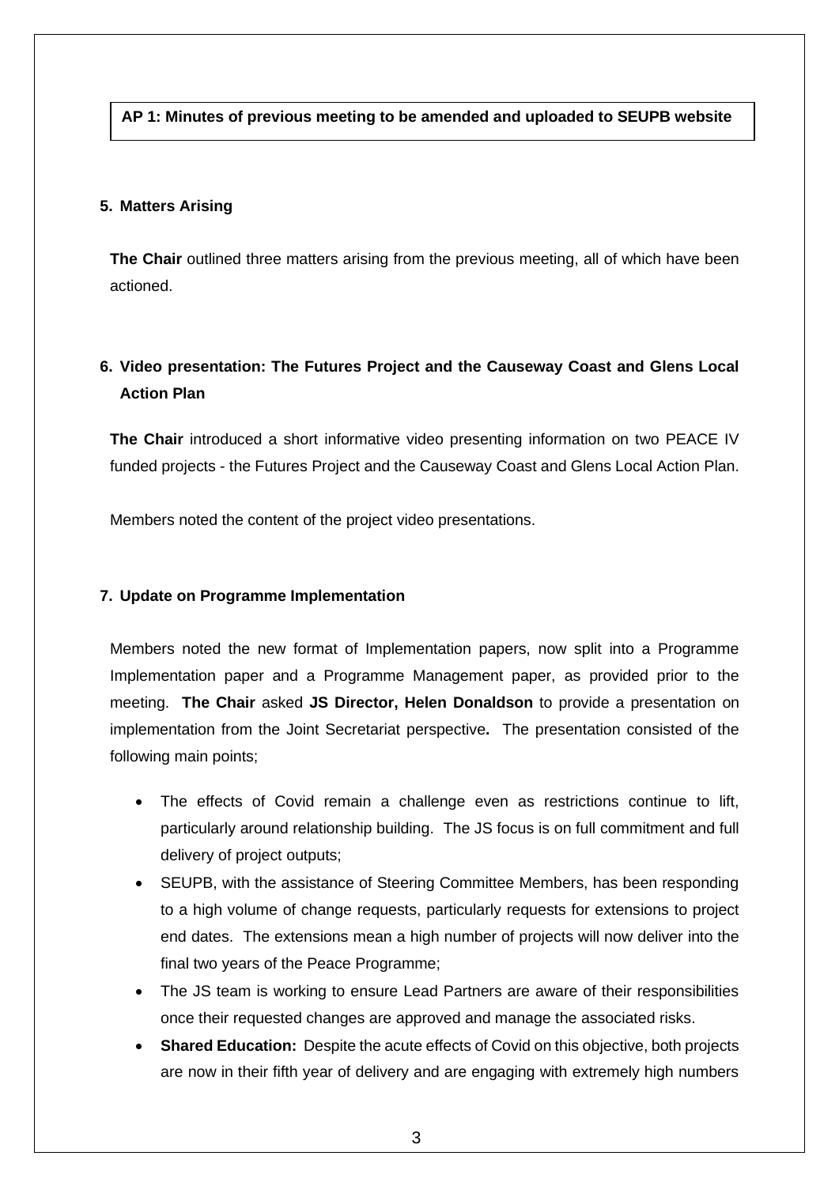**AP 1: Minutes of previous meeting to be amended and uploaded to SEUPB website**

## 5. Matters Arising

**The Chair** outlined three matters arising from the previous meeting, all of which have been actioned.

## 6. Video presentation: The Futures Project and the Causeway Coast and Glens Local Action Plan

**The Chair** introduced a short informative video presenting information on two PEACE IV funded projects - the Futures Project and the Causeway Coast and Glens Local Action Plan.

Members noted the content of the project video presentations.

## 7. Update on Programme Implementation

Members noted the new format of Implementation papers, now split into a Programme Implementation paper and a Programme Management paper, as provided prior to the meeting. **The Chair** asked **JS Director, Helen Donaldson** to provide a presentation on implementation from the Joint Secretariat perspective**.** The presentation consisted of the following main points;

- The effects of Covid remain a challenge even as restrictions continue to lift, particularly around relationship building. The JS focus is on full commitment and full delivery of project outputs;
- SEUPB, with the assistance of Steering Committee Members, has been responding to a high volume of change requests, particularly requests for extensions to project end dates. The extensions mean a high number of projects will now deliver into the final two years of the Peace Programme;
- The JS team is working to ensure Lead Partners are aware of their responsibilities once their requested changes are approved and manage the associated risks.
- **Shared Education:** Despite the acute effects of Covid on this objective, both projects are now in their fifth year of delivery and are engaging with extremely high numbers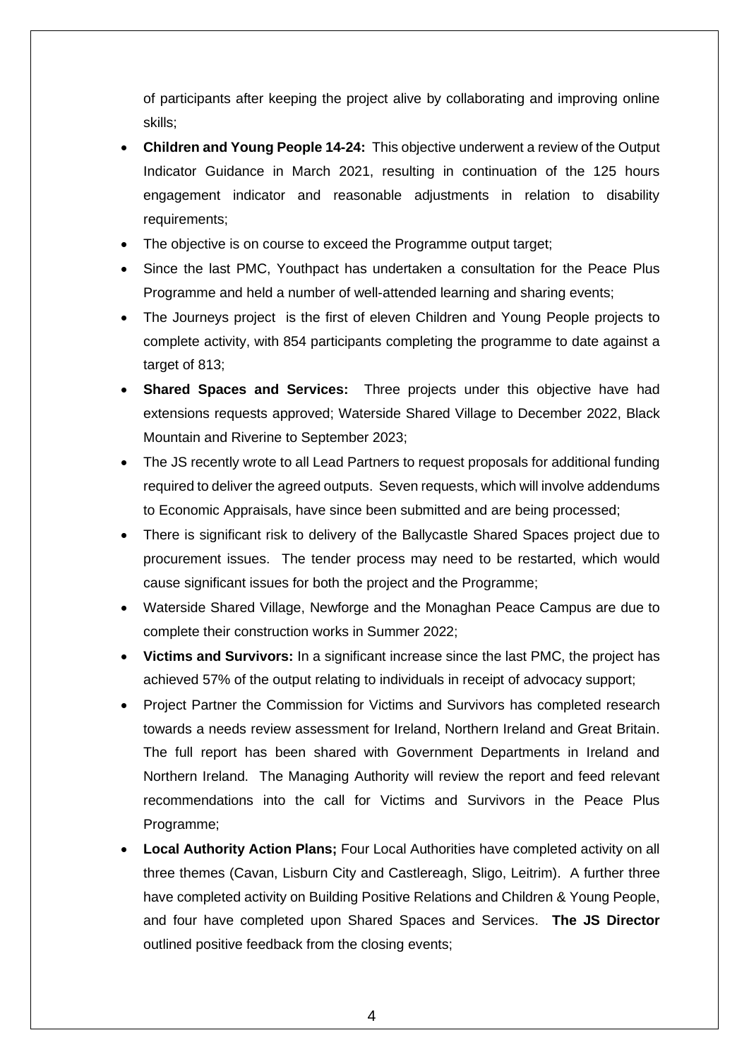of participants after keeping the project alive by collaborating and improving online skills;

- **Children and Young People 14-24:** This objective underwent a review of the Output Indicator Guidance in March 2021, resulting in continuation of the 125 hours engagement indicator and reasonable adjustments in relation to disability requirements;
- The objective is on course to exceed the Programme output target;
- Since the last PMC, Youthpact has undertaken a consultation for the Peace Plus Programme and held a number of well-attended learning and sharing events;
- The Journeys project is the first of eleven Children and Young People projects to complete activity, with 854 participants completing the programme to date against a target of 813;
- **Shared Spaces and Services:** Three projects under this objective have had extensions requests approved; Waterside Shared Village to December 2022, Black Mountain and Riverine to September 2023;
- The JS recently wrote to all Lead Partners to request proposals for additional funding required to deliver the agreed outputs. Seven requests, which will involve addendums to Economic Appraisals, have since been submitted and are being processed;
- There is significant risk to delivery of the Ballycastle Shared Spaces project due to procurement issues. The tender process may need to be restarted, which would cause significant issues for both the project and the Programme;
- Waterside Shared Village, Newforge and the Monaghan Peace Campus are due to complete their construction works in Summer 2022;
- **Victims and Survivors:** In a significant increase since the last PMC, the project has achieved 57% of the output relating to individuals in receipt of advocacy support;
- Project Partner the Commission for Victims and Survivors has completed research towards a needs review assessment for Ireland, Northern Ireland and Great Britain. The full report has been shared with Government Departments in Ireland and Northern Ireland. The Managing Authority will review the report and feed relevant recommendations into the call for Victims and Survivors in the Peace Plus Programme;
- **Local Authority Action Plans;** Four Local Authorities have completed activity on all three themes (Cavan, Lisburn City and Castlereagh, Sligo, Leitrim). A further three have completed activity on Building Positive Relations and Children & Young People, and four have completed upon Shared Spaces and Services. **The JS Director** outlined positive feedback from the closing events;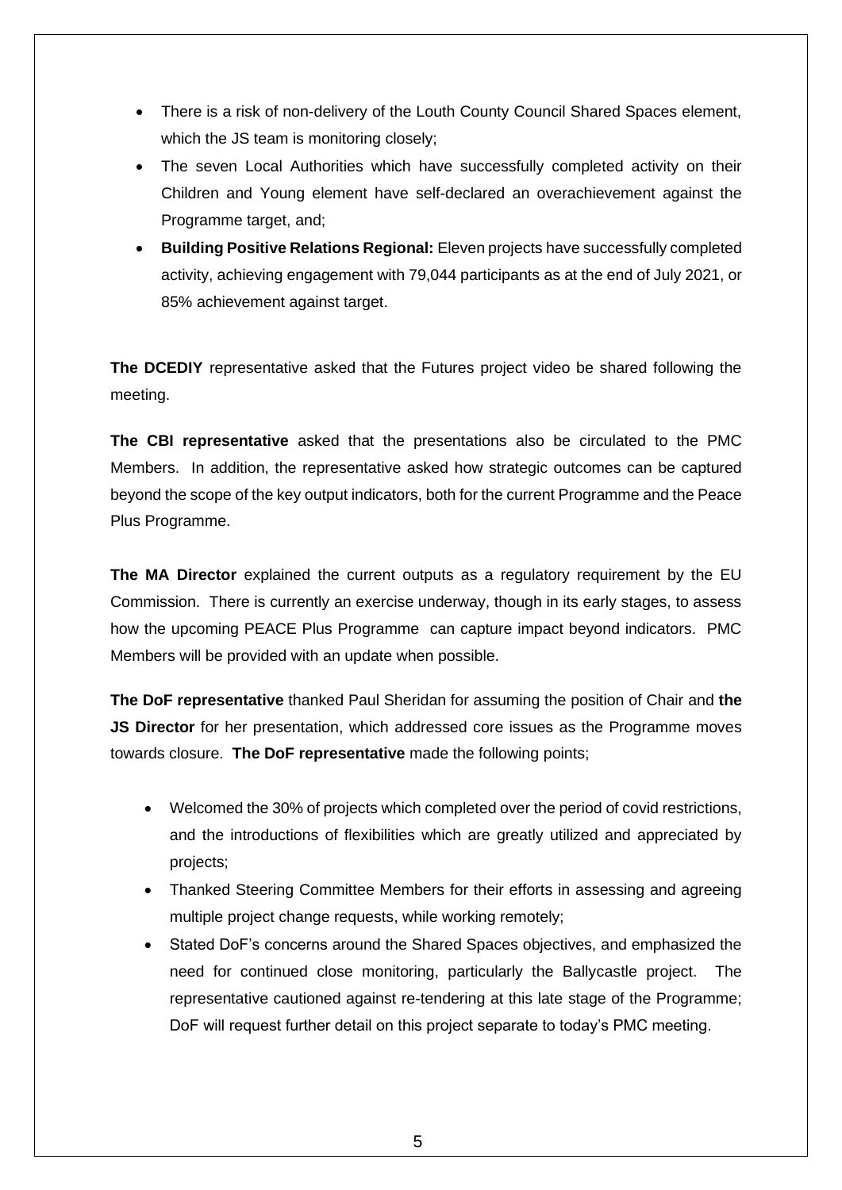- There is a risk of non-delivery of the Louth County Council Shared Spaces element, which the JS team is monitoring closely;
- The seven Local Authorities which have successfully completed activity on their Children and Young element have self-declared an overachievement against the Programme target, and;
- **Building Positive Relations Regional:** Eleven projects have successfully completed activity, achieving engagement with 79,044 participants as at the end of July 2021, or 85% achievement against target.

**The DCEDIY** representative asked that the Futures project video be shared following the meeting.

**The CBI representative** asked that the presentations also be circulated to the PMC Members. In addition, the representative asked how strategic outcomes can be captured beyond the scope of the key output indicators, both for the current Programme and the Peace Plus Programme.

**The MA Director** explained the current outputs as a regulatory requirement by the EU Commission. There is currently an exercise underway, though in its early stages, to assess how the upcoming PEACE Plus Programme can capture impact beyond indicators. PMC Members will be provided with an update when possible.

**The DoF representative** thanked Paul Sheridan for assuming the position of Chair and **the JS Director** for her presentation, which addressed core issues as the Programme moves towards closure. **The DoF representative** made the following points;

- Welcomed the 30% of projects which completed over the period of covid restrictions, and the introductions of flexibilities which are greatly utilized and appreciated by projects;
- Thanked Steering Committee Members for their efforts in assessing and agreeing multiple project change requests, while working remotely;
- Stated DoF's concerns around the Shared Spaces objectives, and emphasized the need for continued close monitoring, particularly the Ballycastle project. The representative cautioned against re-tendering at this late stage of the Programme; DoF will request further detail on this project separate to today's PMC meeting.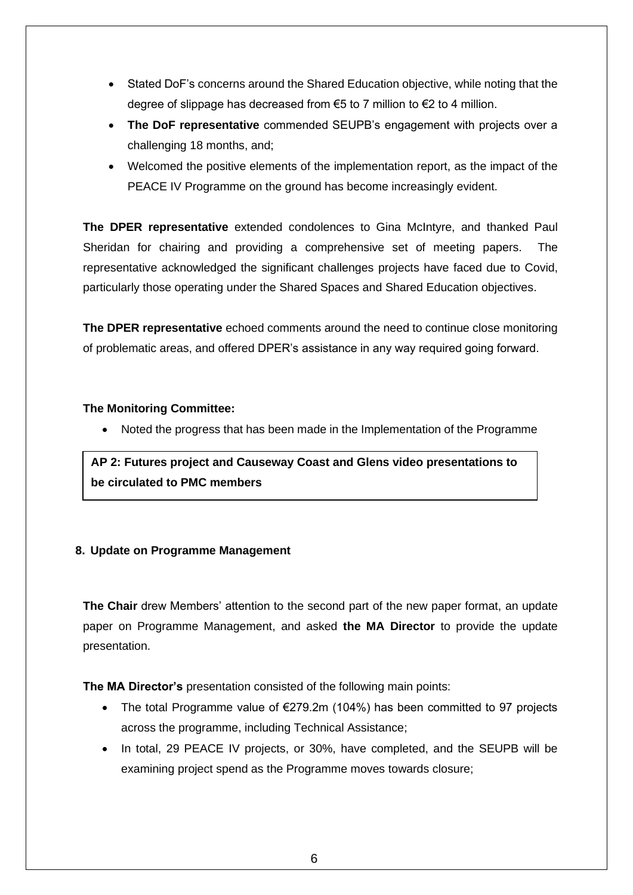- Stated DoF's concerns around the Shared Education objective, while noting that the degree of slippage has decreased from €5 to 7 million to €2 to 4 million.
- **The DoF representative** commended SEUPB's engagement with projects over a challenging 18 months, and;
- Welcomed the positive elements of the implementation report, as the impact of the PEACE IV Programme on the ground has become increasingly evident.

**The DPER representative** extended condolences to Gina McIntyre, and thanked Paul Sheridan for chairing and providing a comprehensive set of meeting papers. The representative acknowledged the significant challenges projects have faced due to Covid, particularly those operating under the Shared Spaces and Shared Education objectives.

**The DPER representative** echoed comments around the need to continue close monitoring of problematic areas, and offered DPER's assistance in any way required going forward.

**The Monitoring Committee:**

- Noted the progress that has been made in the Implementation of the Programme

**AP 2: Futures project and Causeway Coast and Glens video presentations to be circulated to PMC members**

**8. Update on Programme Management**

**The Chair** drew Members' attention to the second part of the new paper format, an update paper on Programme Management, and asked **the MA Director** to provide the update presentation.

**The MA Director's** presentation consisted of the following main points:

- The total Programme value of €279.2m (104%) has been committed to 97 projects across the programme, including Technical Assistance;
- In total, 29 PEACE IV projects, or 30%, have completed, and the SEUPB will be examining project spend as the Programme moves towards closure;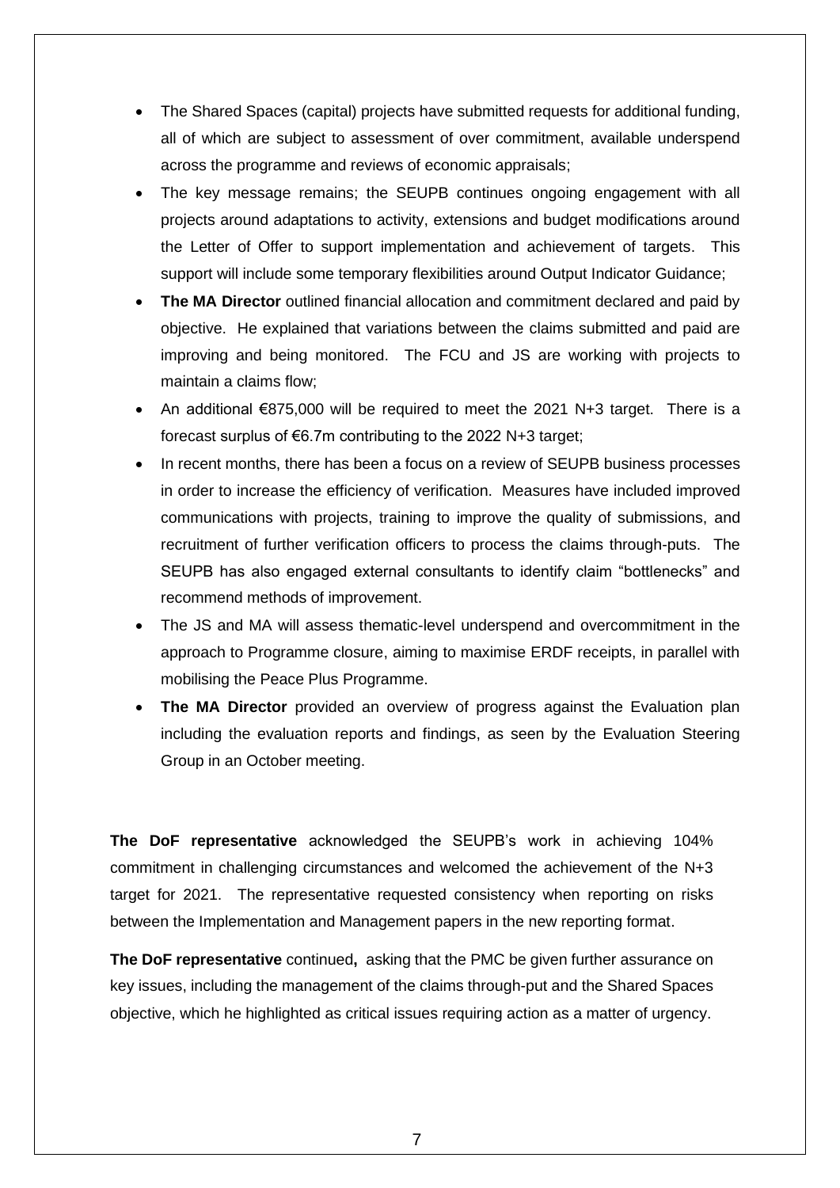- The Shared Spaces (capital) projects have submitted requests for additional funding, all of which are subject to assessment of over commitment, available underspend across the programme and reviews of economic appraisals;
- The key message remains; the SEUPB continues ongoing engagement with all projects around adaptations to activity, extensions and budget modifications around the Letter of Offer to support implementation and achievement of targets. This support will include some temporary flexibilities around Output Indicator Guidance;
- **The MA Director** outlined financial allocation and commitment declared and paid by objective. He explained that variations between the claims submitted and paid are improving and being monitored. The FCU and JS are working with projects to maintain a claims flow;
- An additional €875,000 will be required to meet the 2021 N+3 target. There is a forecast surplus of €6.7m contributing to the 2022 N+3 target;
- In recent months, there has been a focus on a review of SEUPB business processes in order to increase the efficiency of verification. Measures have included improved communications with projects, training to improve the quality of submissions, and recruitment of further verification officers to process the claims through-puts. The SEUPB has also engaged external consultants to identify claim "bottlenecks" and recommend methods of improvement.
- The JS and MA will assess thematic-level underspend and overcommitment in the approach to Programme closure, aiming to maximise ERDF receipts, in parallel with mobilising the Peace Plus Programme.
- **The MA Director** provided an overview of progress against the Evaluation plan including the evaluation reports and findings, as seen by the Evaluation Steering Group in an October meeting.

**The DoF representative** acknowledged the SEUPB's work in achieving 104% commitment in challenging circumstances and welcomed the achievement of the N+3 target for 2021. The representative requested consistency when reporting on risks between the Implementation and Management papers in the new reporting format.

**The DoF representative** continued**,** asking that the PMC be given further assurance on key issues, including the management of the claims through-put and the Shared Spaces objective, which he highlighted as critical issues requiring action as a matter of urgency.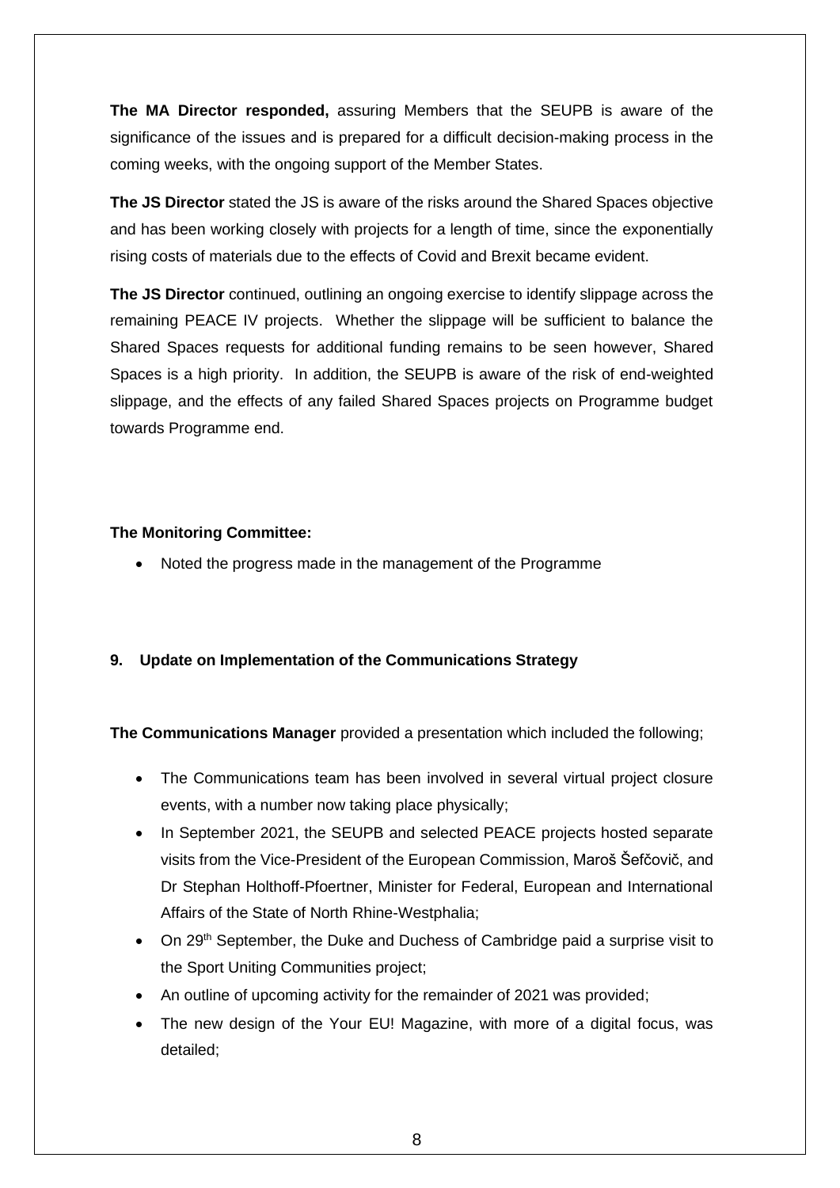**The MA Director responded,** assuring Members that the SEUPB is aware of the significance of the issues and is prepared for a difficult decision-making process in the coming weeks, with the ongoing support of the Member States.

**The JS Director** stated the JS is aware of the risks around the Shared Spaces objective and has been working closely with projects for a length of time, since the exponentially rising costs of materials due to the effects of Covid and Brexit became evident.

**The JS Director** continued, outlining an ongoing exercise to identify slippage across the remaining PEACE IV projects. Whether the slippage will be sufficient to balance the Shared Spaces requests for additional funding remains to be seen however, Shared Spaces is a high priority. In addition, the SEUPB is aware of the risk of end-weighted slippage, and the effects of any failed Shared Spaces projects on Programme budget towards Programme end.

**The Monitoring Committee:**

- Noted the progress made in the management of the Programme

**9. Update on Implementation of the Communications Strategy**

**The Communications Manager** provided a presentation which included the following;

- The Communications team has been involved in several virtual project closure events, with a number now taking place physically;
- In September 2021, the SEUPB and selected PEACE projects hosted separate visits from the Vice-President of the European Commission, Maroš Šefčovič, and Dr Stephan Holthoff-Pfoertner, Minister for Federal, European and International Affairs of the State of North Rhine-Westphalia;
- On 29th September, the Duke and Duchess of Cambridge paid a surprise visit to the Sport Uniting Communities project;
- An outline of upcoming activity for the remainder of 2021 was provided;
- The new design of the Your EU! Magazine, with more of a digital focus, was detailed;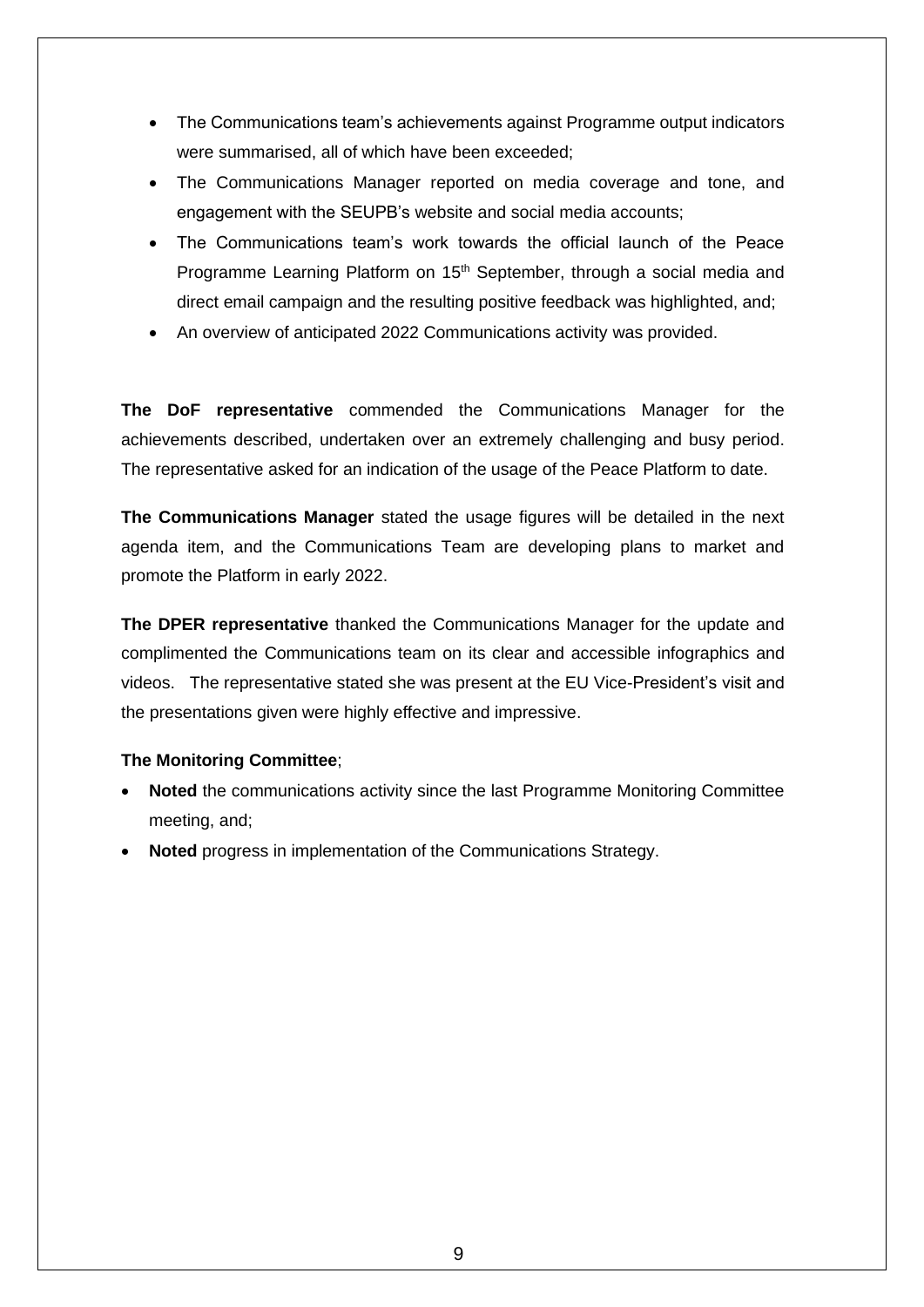- The Communications team's achievements against Programme output indicators were summarised, all of which have been exceeded;
- The Communications Manager reported on media coverage and tone, and engagement with the SEUPB's website and social media accounts;
- The Communications team's work towards the official launch of the Peace Programme Learning Platform on 15th September, through a social media and direct email campaign and the resulting positive feedback was highlighted, and;
- An overview of anticipated 2022 Communications activity was provided.

**The DoF representative** commended the Communications Manager for the achievements described, undertaken over an extremely challenging and busy period. The representative asked for an indication of the usage of the Peace Platform to date.

**The Communications Manager** stated the usage figures will be detailed in the next agenda item, and the Communications Team are developing plans to market and promote the Platform in early 2022.

**The DPER representative** thanked the Communications Manager for the update and complimented the Communications team on its clear and accessible infographics and videos. The representative stated she was present at the EU Vice-President's visit and the presentations given were highly effective and impressive.

**The Monitoring Committee**;

- **Noted** the communications activity since the last Programme Monitoring Committee meeting, and;
- **Noted** progress in implementation of the Communications Strategy.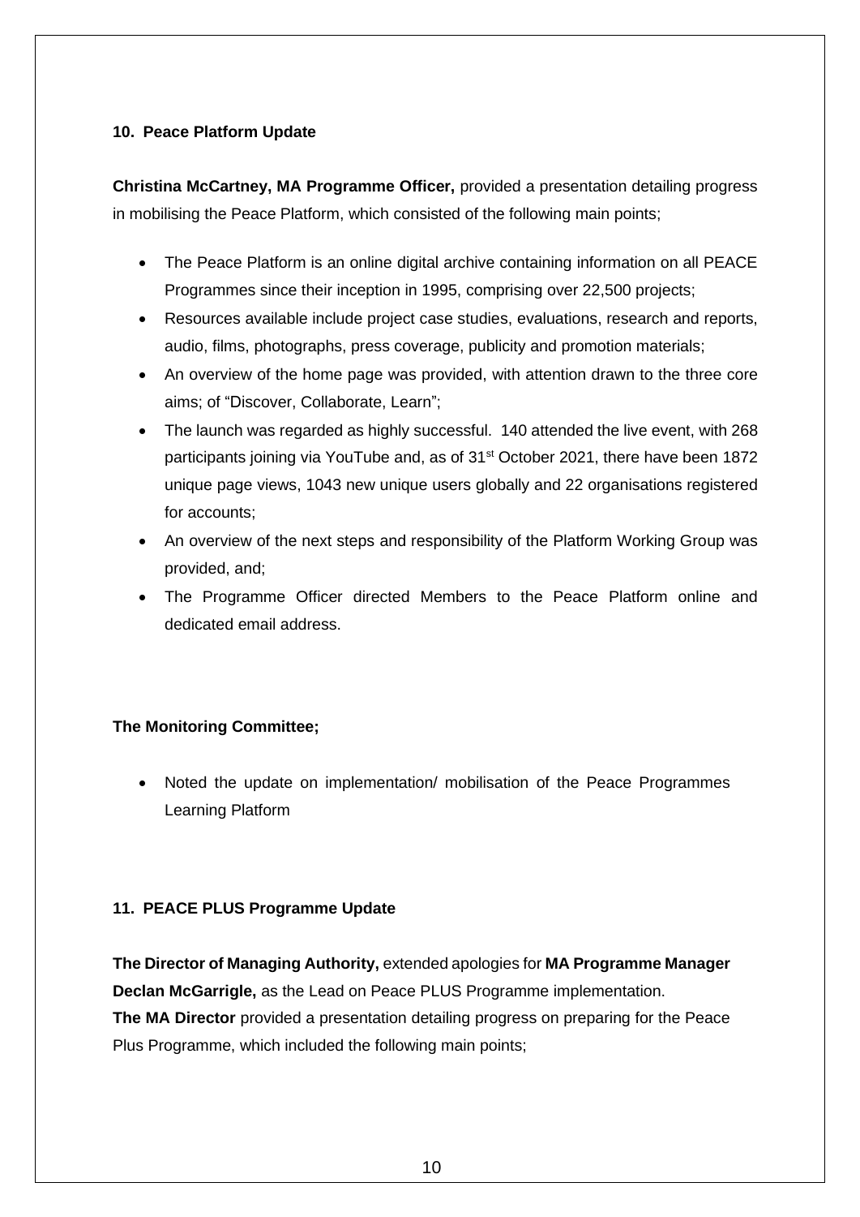### 10. Peace Platform Update

**Christina McCartney, MA Programme Officer,** provided a presentation detailing progress in mobilising the Peace Platform, which consisted of the following main points;

- The Peace Platform is an online digital archive containing information on all PEACE Programmes since their inception in 1995, comprising over 22,500 projects;
- Resources available include project case studies, evaluations, research and reports, audio, films, photographs, press coverage, publicity and promotion materials;
- An overview of the home page was provided, with attention drawn to the three core aims; of "Discover, Collaborate, Learn";
- The launch was regarded as highly successful. 140 attended the live event, with 268 participants joining via YouTube and, as of 31st October 2021, there have been 1872 unique page views, 1043 new unique users globally and 22 organisations registered for accounts;
- An overview of the next steps and responsibility of the Platform Working Group was provided, and;
- The Programme Officer directed Members to the Peace Platform online and dedicated email address.

**The Monitoring Committee;**

- Noted the update on implementation/ mobilisation of the Peace Programmes Learning Platform

### 11. PEACE PLUS Programme Update

**The Director of Managing Authority,** extended apologies for **MA Programme Manager Declan McGarrigle,** as the Lead on Peace PLUS Programme implementation.
**The MA Director** provided a presentation detailing progress on preparing for the Peace Plus Programme, which included the following main points;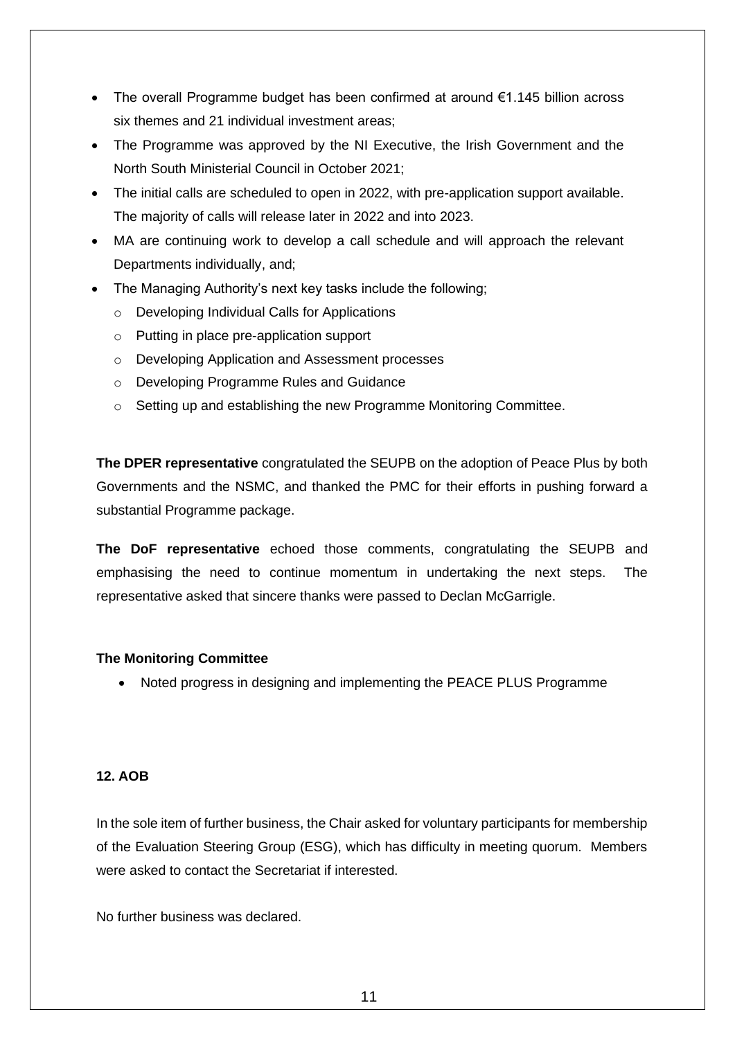- The overall Programme budget has been confirmed at around €1.145 billion across six themes and 21 individual investment areas;
- The Programme was approved by the NI Executive, the Irish Government and the North South Ministerial Council in October 2021;
- The initial calls are scheduled to open in 2022, with pre-application support available. The majority of calls will release later in 2022 and into 2023.
- MA are continuing work to develop a call schedule and will approach the relevant Departments individually, and;
- The Managing Authority's next key tasks include the following;
  - Developing Individual Calls for Applications
  - Putting in place pre-application support
  - Developing Application and Assessment processes
  - Developing Programme Rules and Guidance
  - Setting up and establishing the new Programme Monitoring Committee.

**The DPER representative** congratulated the SEUPB on the adoption of Peace Plus by both Governments and the NSMC, and thanked the PMC for their efforts in pushing forward a substantial Programme package.

**The DoF representative** echoed those comments, congratulating the SEUPB and emphasising the need to continue momentum in undertaking the next steps. The representative asked that sincere thanks were passed to Declan McGarrigle.

**The Monitoring Committee**

- Noted progress in designing and implementing the PEACE PLUS Programme

**12. AOB**

In the sole item of further business, the Chair asked for voluntary participants for membership of the Evaluation Steering Group (ESG), which has difficulty in meeting quorum. Members were asked to contact the Secretariat if interested.

No further business was declared.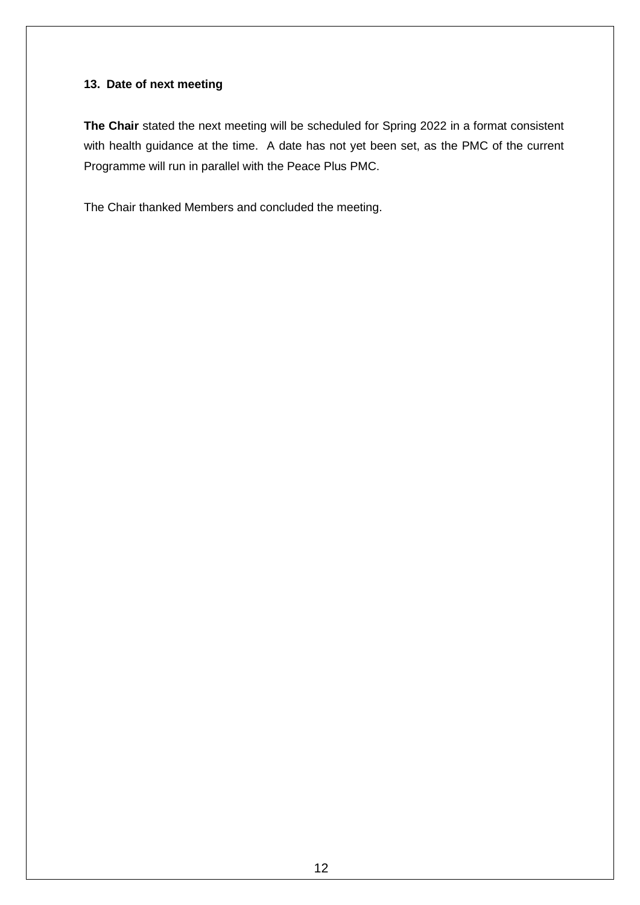**13. Date of next meeting**

**The Chair** stated the next meeting will be scheduled for Spring 2022 in a format consistent with health guidance at the time. A date has not yet been set, as the PMC of the current Programme will run in parallel with the Peace Plus PMC.

The Chair thanked Members and concluded the meeting.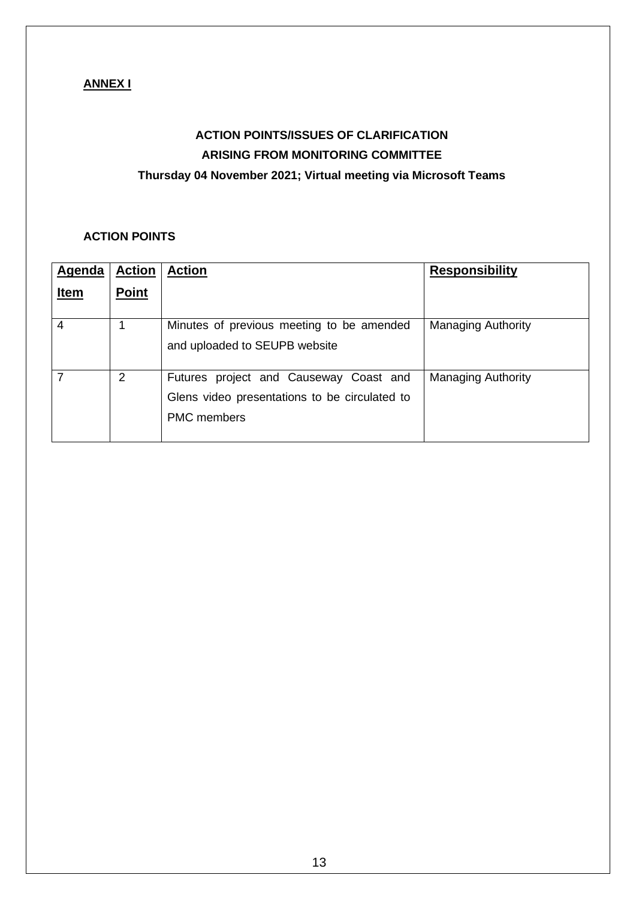**ANNEX I**

**ACTION POINTS/ISSUES OF CLARIFICATION**

**ARISING FROM MONITORING COMMITTEE**

**Thursday 04 November 2021; Virtual meeting via Microsoft Teams**

**ACTION POINTS**

| Agenda Item | Action Point | Action | Responsibility |
| --- | --- | --- | --- |
| 4 | 1 | Minutes of previous meeting to be amended and uploaded to SEUPB website | Managing Authority |
| 7 | 2 | Futures project and Causeway Coast and Glens video presentations to be circulated to PMC members | Managing Authority |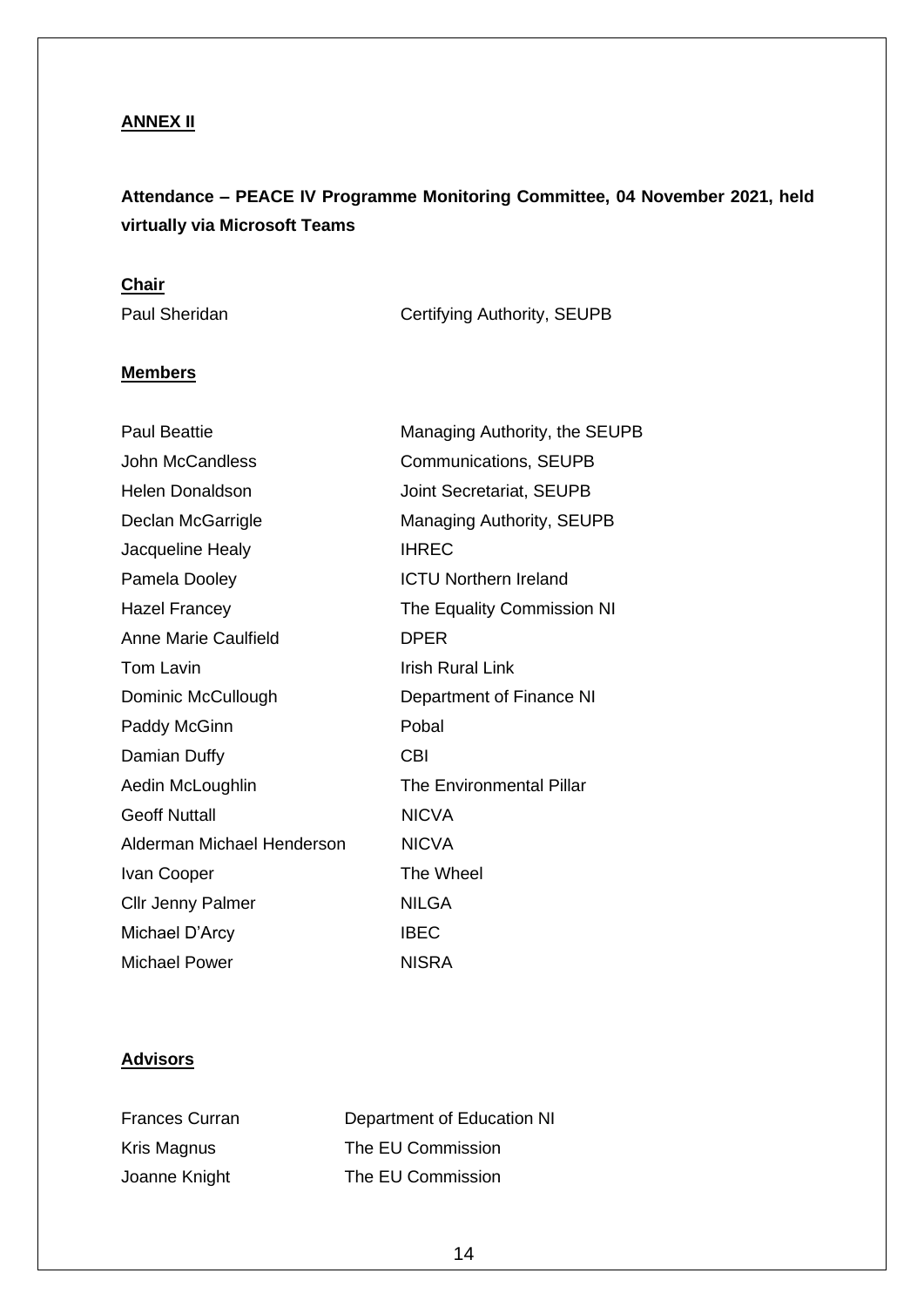**ANNEX II**

**Attendance – PEACE IV Programme Monitoring Committee, 04 November 2021, held virtually via Microsoft Teams**

**Chair**

| | |
|---|---|
| Paul Sheridan | Certifying Authority, SEUPB |

**Members**

| | |
|---|---|
| Paul Beattie | Managing Authority, the SEUPB |
| John McCandless | Communications, SEUPB |
| Helen Donaldson | Joint Secretariat, SEUPB |
| Declan McGarrigle | Managing Authority, SEUPB |
| Jacqueline Healy | IHREC |
| Pamela Dooley | ICTU Northern Ireland |
| Hazel Francey | The Equality Commission NI |
| Anne Marie Caulfield | DPER |
| Tom Lavin | Irish Rural Link |
| Dominic McCullough | Department of Finance NI |
| Paddy McGinn | Pobal |
| Damian Duffy | CBI |
| Aedin McLoughlin | The Environmental Pillar |
| Geoff Nuttall | NICVA |
| Alderman Michael Henderson | NICVA |
| Ivan Cooper | The Wheel |
| Cllr Jenny Palmer | NILGA |
| Michael D'Arcy | IBEC |
| Michael Power | NISRA |

**Advisors**

| | |
|---|---|
| Frances Curran | Department of Education NI |
| Kris Magnus | The EU Commission |
| Joanne Knight | The EU Commission |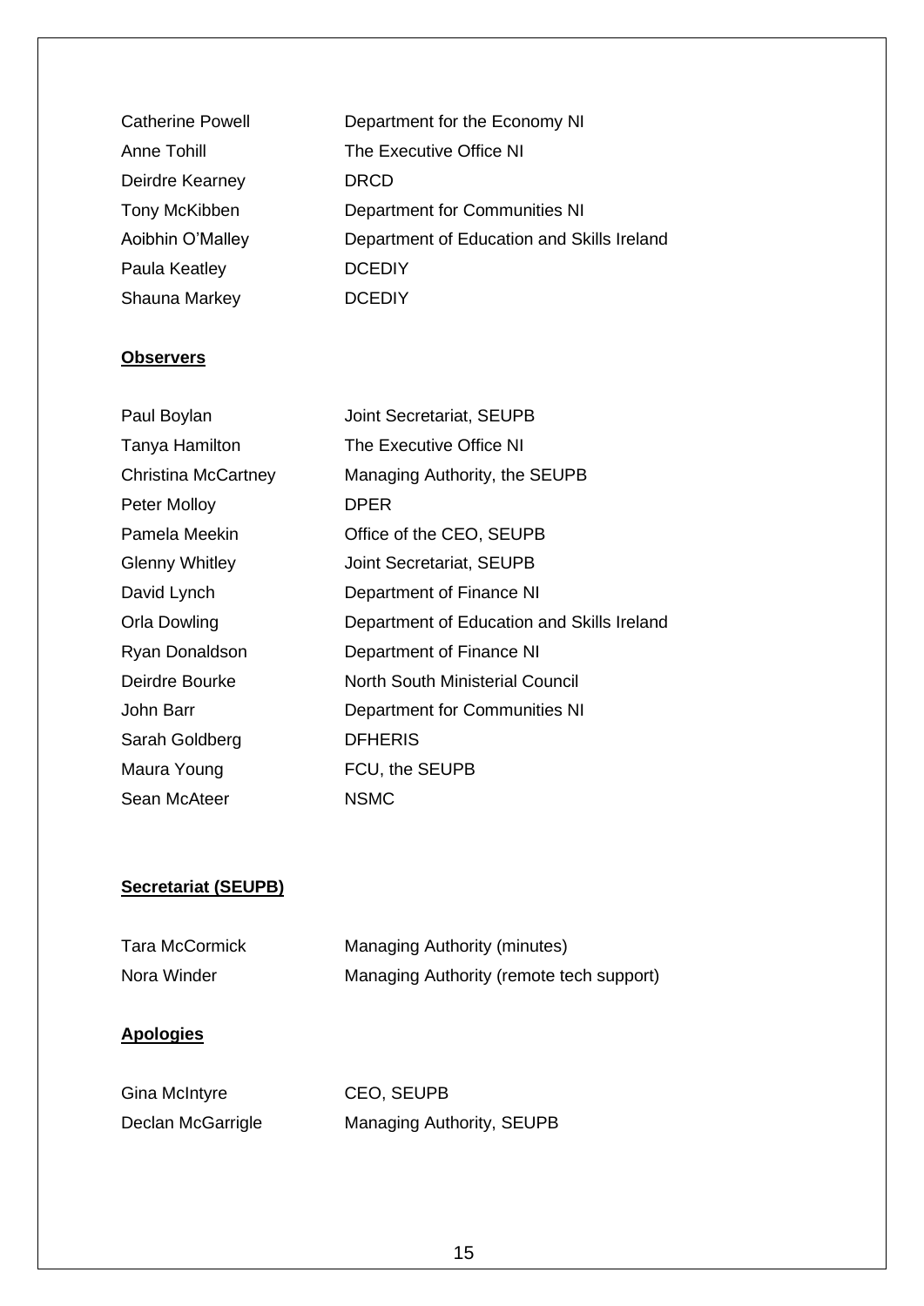| | |
|---|---|
| Catherine Powell | Department for the Economy NI |
| Anne Tohill | The Executive Office NI |
| Deirdre Kearney | DRCD |
| Tony McKibben | Department for Communities NI |
| Aoibhin O'Malley | Department of Education and Skills Ireland |
| Paula Keatley | DCEDIY |
| Shauna Markey | DCEDIY |

**Observers**

| | |
|---|---|
| Paul Boylan | Joint Secretariat, SEUPB |
| Tanya Hamilton | The Executive Office NI |
| Christina McCartney | Managing Authority, the SEUPB |
| Peter Molloy | DPER |
| Pamela Meekin | Office of the CEO, SEUPB |
| Glenny Whitley | Joint Secretariat, SEUPB |
| David Lynch | Department of Finance NI |
| Orla Dowling | Department of Education and Skills Ireland |
| Ryan Donaldson | Department of Finance NI |
| Deirdre Bourke | North South Ministerial Council |
| John Barr | Department for Communities NI |
| Sarah Goldberg | DFHERIS |
| Maura Young | FCU, the SEUPB |
| Sean McAteer | NSMC |

**Secretariat (SEUPB)**

| | |
|---|---|
| Tara McCormick | Managing Authority (minutes) |
| Nora Winder | Managing Authority (remote tech support) |

**Apologies**

| | |
|---|---|
| Gina McIntyre | CEO, SEUPB |
| Declan McGarrigle | Managing Authority, SEUPB |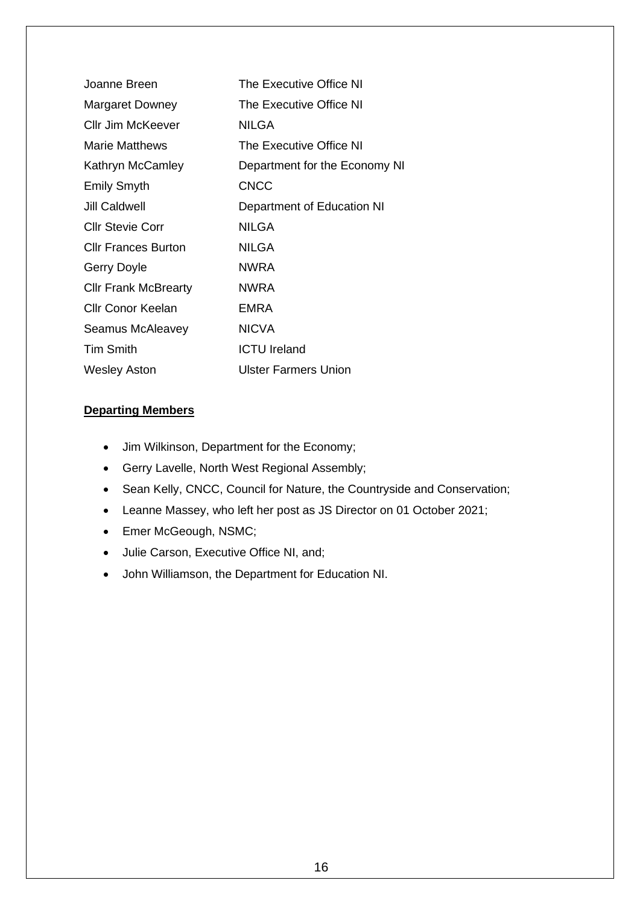| | |
|---|---|
| Joanne Breen | The Executive Office NI |
| Margaret Downey | The Executive Office NI |
| Cllr Jim McKeever | NILGA |
| Marie Matthews | The Executive Office NI |
| Kathryn McCamley | Department for the Economy NI |
| Emily Smyth | CNCC |
| Jill Caldwell | Department of Education NI |
| Cllr Stevie Corr | NILGA |
| Cllr Frances Burton | NILGA |
| Gerry Doyle | NWRA |
| Cllr Frank McBrearty | NWRA |
| Cllr Conor Keelan | EMRA |
| Seamus McAleavey | NICVA |
| Tim Smith | ICTU Ireland |
| Wesley Aston | Ulster Farmers Union |

**Departing Members**

- Jim Wilkinson, Department for the Economy;
- Gerry Lavelle, North West Regional Assembly;
- Sean Kelly, CNCC, Council for Nature, the Countryside and Conservation;
- Leanne Massey, who left her post as JS Director on 01 October 2021;
- Emer McGeough, NSMC;
- Julie Carson, Executive Office NI, and;
- John Williamson, the Department for Education NI.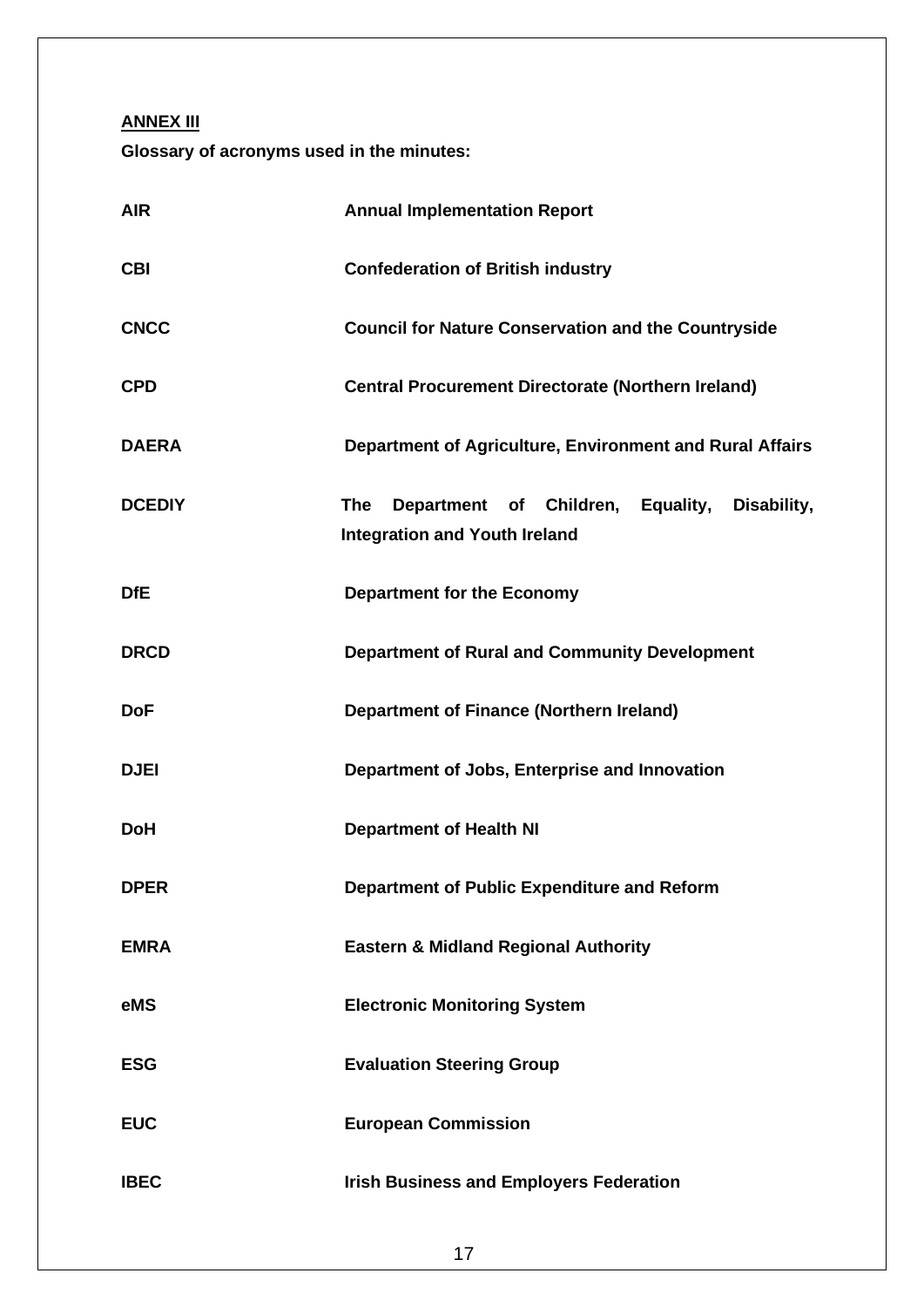**ANNEX III**

**Glossary of acronyms used in the minutes:**

| | |
|---|---|
| **AIR** | **Annual Implementation Report** |
| **CBI** | **Confederation of British industry** |
| **CNCC** | **Council for Nature Conservation and the Countryside** |
| **CPD** | **Central Procurement Directorate (Northern Ireland)** |
| **DAERA** | **Department of Agriculture, Environment and Rural Affairs** |
| **DCEDIY** | **The Department of Children, Equality, Disability, Integration and Youth Ireland** |
| **DfE** | **Department for the Economy** |
| **DRCD** | **Department of Rural and Community Development** |
| **DoF** | **Department of Finance (Northern Ireland)** |
| **DJEI** | **Department of Jobs, Enterprise and Innovation** |
| **DoH** | **Department of Health NI** |
| **DPER** | **Department of Public Expenditure and Reform** |
| **EMRA** | **Eastern & Midland Regional Authority** |
| **eMS** | **Electronic Monitoring System** |
| **ESG** | **Evaluation Steering Group** |
| **EUC** | **European Commission** |
| **IBEC** | **Irish Business and Employers Federation** |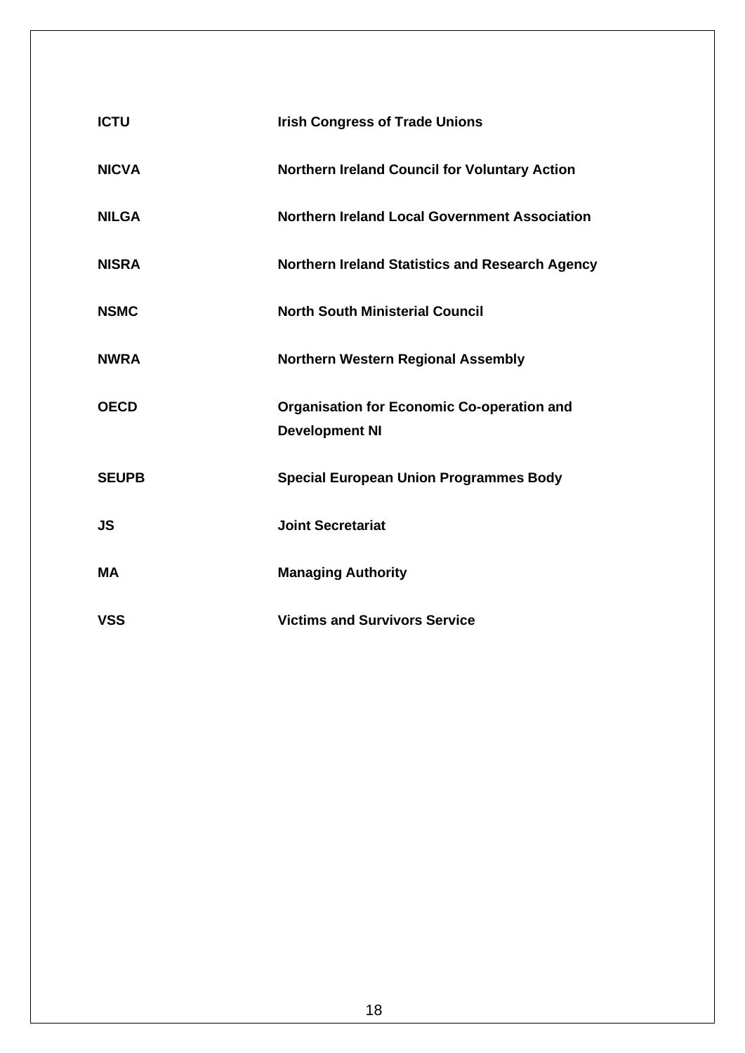| | |
|---|---|
| **ICTU** | **Irish Congress of Trade Unions** |
| **NICVA** | **Northern Ireland Council for Voluntary Action** |
| **NILGA** | **Northern Ireland Local Government Association** |
| **NISRA** | **Northern Ireland Statistics and Research Agency** |
| **NSMC** | **North South Ministerial Council** |
| **NWRA** | **Northern Western Regional Assembly** |
| **OECD** | **Organisation for Economic Co-operation and Development NI** |
| **SEUPB** | **Special European Union Programmes Body** |
| **JS** | **Joint Secretariat** |
| **MA** | **Managing Authority** |
| **VSS** | **Victims and Survivors Service** |